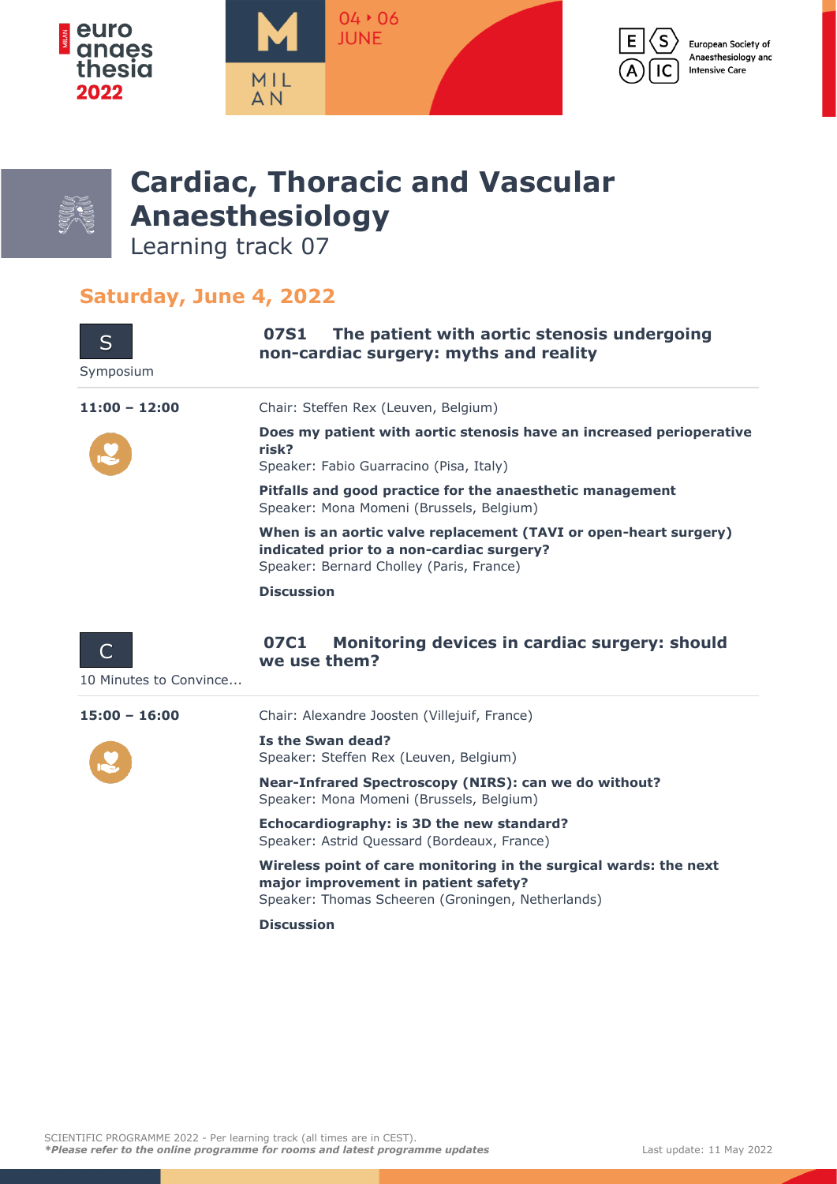# Cardiac, Thoracic and Vascular Anaesthesiology

Learning track 07

## Saturday, June 4, 2022

S

Symposium

### 07S1 The patient with aortic stenosis undergoing non-cardiac surgery: myths and reality

**11:00 – 12:00**

Chair: Steffen Rex (Leuven, Belgium)

**Does my patient with aortic stenosis have an increased perioperative risk?**
Speaker: Fabio Guarracino (Pisa, Italy)

**Pitfalls and good practice for the anaesthetic management**
Speaker: Mona Momeni (Brussels, Belgium)

**When is an aortic valve replacement (TAVI or open-heart surgery) indicated prior to a non-cardiac surgery?**
Speaker: Bernard Cholley (Paris, France)

**Discussion**

C

10 Minutes to Convince...

### 07C1 Monitoring devices in cardiac surgery: should we use them?

**15:00 – 16:00**

Chair: Alexandre Joosten (Villejuif, France)

**Is the Swan dead?**
Speaker: Steffen Rex (Leuven, Belgium)

**Near-Infrared Spectroscopy (NIRS): can we do without?**
Speaker: Mona Momeni (Brussels, Belgium)

**Echocardiography: is 3D the new standard?**
Speaker: Astrid Quessard (Bordeaux, France)

**Wireless point of care monitoring in the surgical wards: the next major improvement in patient safety?**
Speaker: Thomas Scheeren (Groningen, Netherlands)

**Discussion**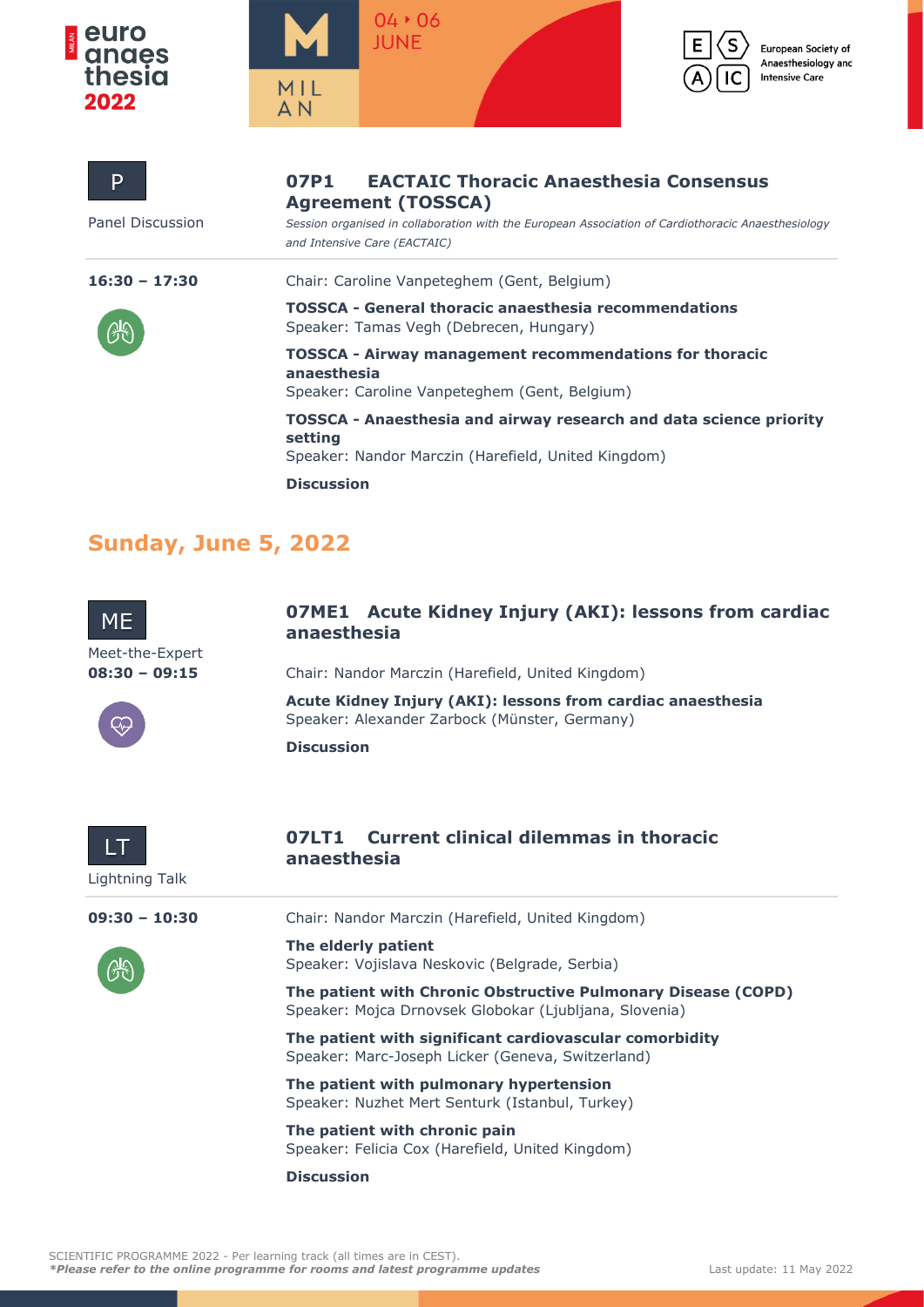P

Panel Discussion

### 07P1 EACTAIC Thoracic Anaesthesia Consensus Agreement (TOSSCA)

*Session organised in collaboration with the European Association of Cardiothoracic Anaesthesiology and Intensive Care (EACTAIC)*

**16:30 – 17:30**

Chair: Caroline Vanpeteghem (Gent, Belgium)

**TOSSCA - General thoracic anaesthesia recommendations**
Speaker: Tamas Vegh (Debrecen, Hungary)

**TOSSCA - Airway management recommendations for thoracic anaesthesia**
Speaker: Caroline Vanpeteghem (Gent, Belgium)

**TOSSCA - Anaesthesia and airway research and data science priority setting**
Speaker: Nandor Marczin (Harefield, United Kingdom)

**Discussion**

## Sunday, June 5, 2022

ME

Meet-the-Expert

**08:30 – 09:15**

### 07ME1 Acute Kidney Injury (AKI): lessons from cardiac anaesthesia

Chair: Nandor Marczin (Harefield, United Kingdom)

**Acute Kidney Injury (AKI): lessons from cardiac anaesthesia**
Speaker: Alexander Zarbock (Münster, Germany)

**Discussion**

LT

Lightning Talk

### 07LT1 Current clinical dilemmas in thoracic anaesthesia

**09:30 – 10:30**

Chair: Nandor Marczin (Harefield, United Kingdom)

**The elderly patient**
Speaker: Vojislava Neskovic (Belgrade, Serbia)

**The patient with Chronic Obstructive Pulmonary Disease (COPD)**
Speaker: Mojca Drnovsek Globokar (Ljubljana, Slovenia)

**The patient with significant cardiovascular comorbidity**
Speaker: Marc-Joseph Licker (Geneva, Switzerland)

**The patient with pulmonary hypertension**
Speaker: Nuzhet Mert Senturk (Istanbul, Turkey)

**The patient with chronic pain**
Speaker: Felicia Cox (Harefield, United Kingdom)

**Discussion**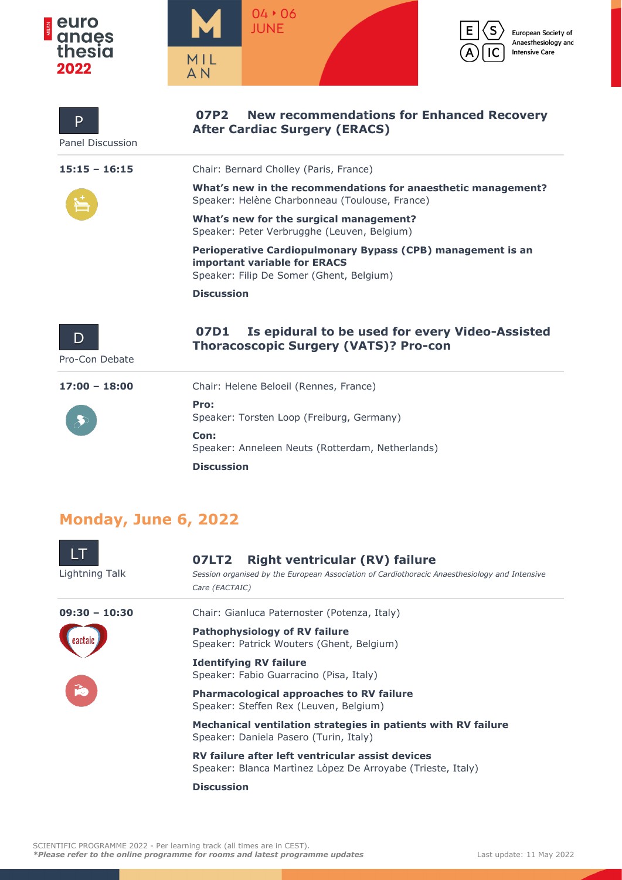P

Panel Discussion

## 07P2 New recommendations for Enhanced Recovery After Cardiac Surgery (ERACS)

**15:15 – 16:15**

Chair: Bernard Cholley (Paris, France)

**What's new in the recommendations for anaesthetic management?**
Speaker: Helène Charbonneau (Toulouse, France)

**What's new for the surgical management?**
Speaker: Peter Verbrugghe (Leuven, Belgium)

**Perioperative Cardiopulmonary Bypass (CPB) management is an important variable for ERACS**
Speaker: Filip De Somer (Ghent, Belgium)

**Discussion**

D

Pro-Con Debate

## 07D1 Is epidural to be used for every Video-Assisted Thoracoscopic Surgery (VATS)? Pro-con

**17:00 – 18:00**

Chair: Helene Beloeil (Rennes, France)

**Pro:**
Speaker: Torsten Loop (Freiburg, Germany)

**Con:**
Speaker: Anneleen Neuts (Rotterdam, Netherlands)

**Discussion**

# Monday, June 6, 2022

LT

Lightning Talk

## 07LT2 Right ventricular (RV) failure

*Session organised by the European Association of Cardiothoracic Anaesthesiology and Intensive Care (EACTAIC)*

**09:30 – 10:30**

Chair: Gianluca Paternoster (Potenza, Italy)

**Pathophysiology of RV failure**
Speaker: Patrick Wouters (Ghent, Belgium)

**Identifying RV failure**
Speaker: Fabio Guarracino (Pisa, Italy)

**Pharmacological approaches to RV failure**
Speaker: Steffen Rex (Leuven, Belgium)

**Mechanical ventilation strategies in patients with RV failure**
Speaker: Daniela Pasero (Turin, Italy)

**RV failure after left ventricular assist devices**
Speaker: Blanca Martìnez Lòpez De Arroyabe (Trieste, Italy)

**Discussion**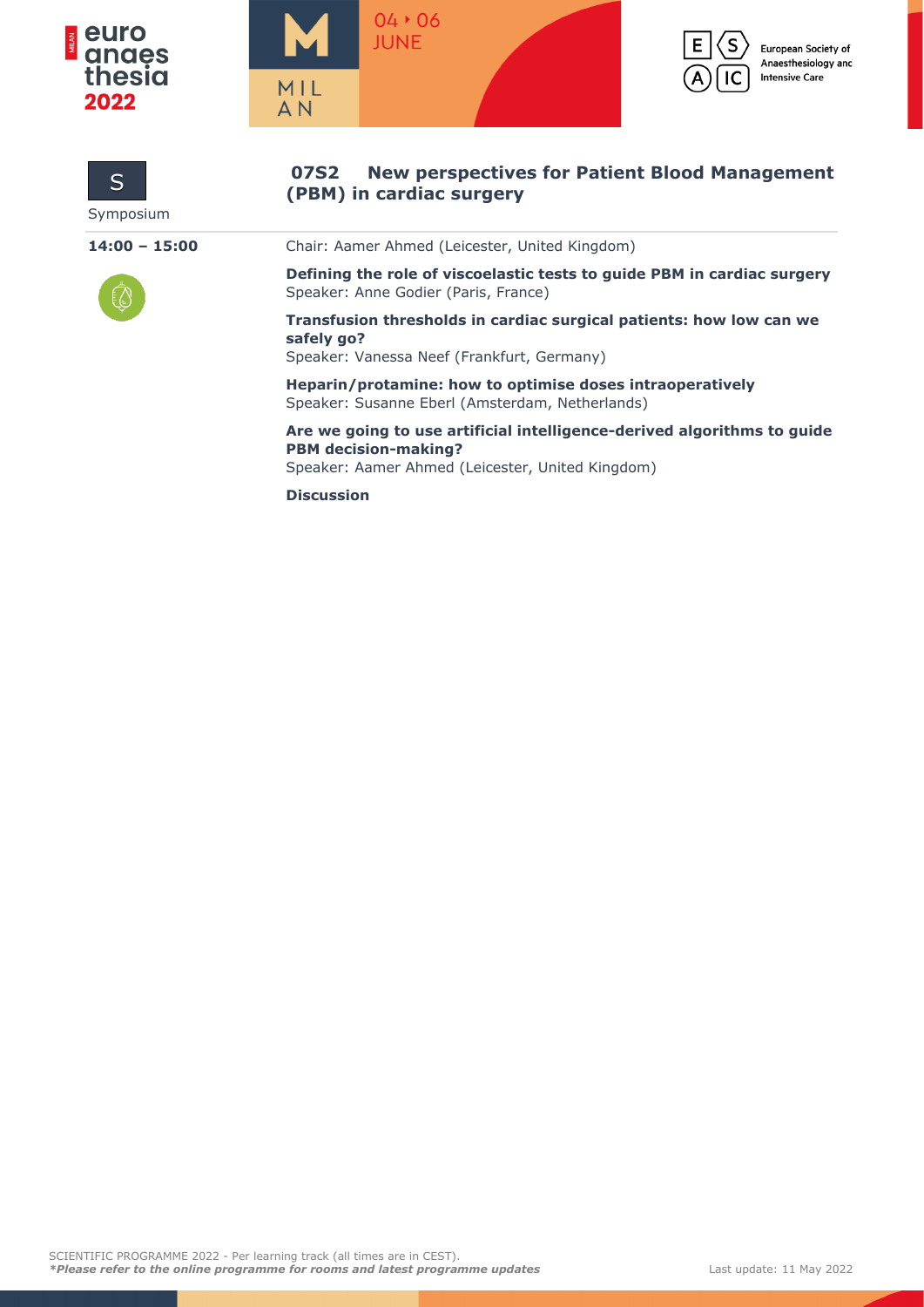Symposium

## 07S2 New perspectives for Patient Blood Management (PBM) in cardiac surgery

**14:00 – 15:00**

Chair: Aamer Ahmed (Leicester, United Kingdom)

**Defining the role of viscoelastic tests to guide PBM in cardiac surgery**
Speaker: Anne Godier (Paris, France)

**Transfusion thresholds in cardiac surgical patients: how low can we safely go?**
Speaker: Vanessa Neef (Frankfurt, Germany)

**Heparin/protamine: how to optimise doses intraoperatively**
Speaker: Susanne Eberl (Amsterdam, Netherlands)

**Are we going to use artificial intelligence-derived algorithms to guide PBM decision-making?**
Speaker: Aamer Ahmed (Leicester, United Kingdom)

**Discussion**